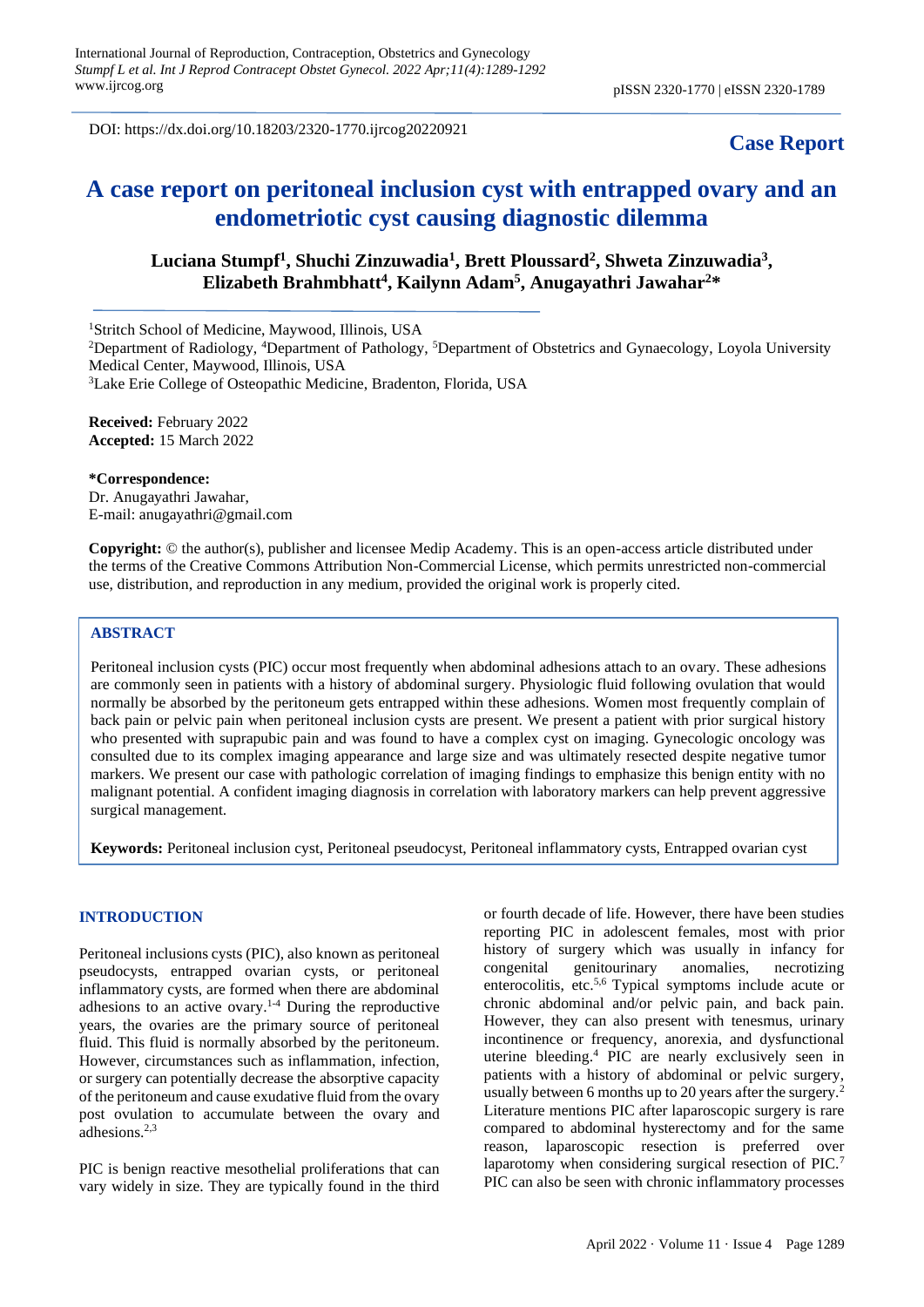DOI: https://dx.doi.org/10.18203/2320-1770.ijrcog20220921

**Case Report**

# A case report on peritoneal inclusion cyst with entrapped ovary and an endometriotic cyst causing diagnostic dilemma

**Luciana Stumpf[1], Shuchi Zinzuwadia[1], Brett Ploussard[2], Shweta Zinzuwadia[3], Elizabeth Brahmbhatt[4], Kailynn Adam[5], Anugayathri Jawahar[2]***

[1]Stritch School of Medicine, Maywood, Illinois, USA
[2]Department of Radiology, [4]Department of Pathology, [5]Department of Obstetrics and Gynaecology, Loyola University Medical Center, Maywood, Illinois, USA
[3]Lake Erie College of Osteopathic Medicine, Bradenton, Florida, USA

**Received:** February 2022
**Accepted:** 15 March 2022

***Correspondence:**
Dr. Anugayathri Jawahar,
E-mail: anugayathri@gmail.com

**Copyright:** © the author(s), publisher and licensee Medip Academy. This is an open-access article distributed under the terms of the Creative Commons Attribution Non-Commercial License, which permits unrestricted non-commercial use, distribution, and reproduction in any medium, provided the original work is properly cited.

## ABSTRACT

Peritoneal inclusion cysts (PIC) occur most frequently when abdominal adhesions attach to an ovary. These adhesions are commonly seen in patients with a history of abdominal surgery. Physiologic fluid following ovulation that would normally be absorbed by the peritoneum gets entrapped within these adhesions. Women most frequently complain of back pain or pelvic pain when peritoneal inclusion cysts are present. We present a patient with prior surgical history who presented with suprapubic pain and was found to have a complex cyst on imaging. Gynecologic oncology was consulted due to its complex imaging appearance and large size and was ultimately resected despite negative tumor markers. We present our case with pathologic correlation of imaging findings to emphasize this benign entity with no malignant potential. A confident imaging diagnosis in correlation with laboratory markers can help prevent aggressive surgical management.

**Keywords:** Peritoneal inclusion cyst, Peritoneal pseudocyst, Peritoneal inflammatory cysts, Entrapped ovarian cyst

## INTRODUCTION

Peritoneal inclusions cysts (PIC), also known as peritoneal pseudocysts, entrapped ovarian cysts, or peritoneal inflammatory cysts, are formed when there are abdominal adhesions to an active ovary.[1-4] During the reproductive years, the ovaries are the primary source of peritoneal fluid. This fluid is normally absorbed by the peritoneum. However, circumstances such as inflammation, infection, or surgery can potentially decrease the absorptive capacity of the peritoneum and cause exudative fluid from the ovary post ovulation to accumulate between the ovary and adhesions.[2,3]

PIC is benign reactive mesothelial proliferations that can vary widely in size. They are typically found in the third or fourth decade of life. However, there have been studies reporting PIC in adolescent females, most with prior history of surgery which was usually in infancy for congenital genitourinary anomalies, necrotizing enterocolitis, etc.[5,6] Typical symptoms include acute or chronic abdominal and/or pelvic pain, and back pain. However, they can also present with tenesmus, urinary incontinence or frequency, anorexia, and dysfunctional uterine bleeding.[4] PIC are nearly exclusively seen in patients with a history of abdominal or pelvic surgery, usually between 6 months up to 20 years after the surgery.[2] Literature mentions PIC after laparoscopic surgery is rare compared to abdominal hysterectomy and for the same reason, laparoscopic resection is preferred over laparotomy when considering surgical resection of PIC.[7] PIC can also be seen with chronic inflammatory processes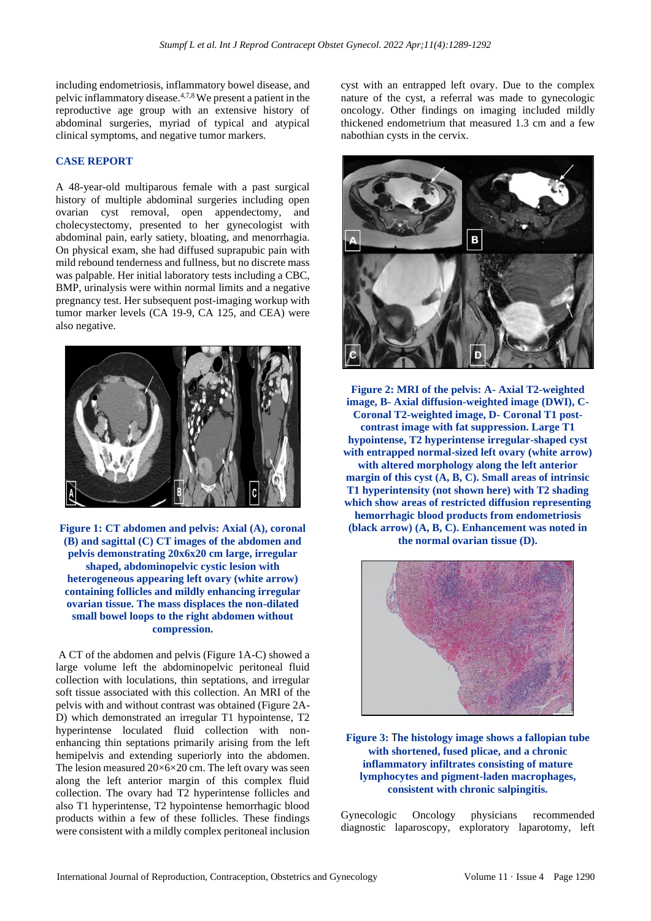including endometriosis, inflammatory bowel disease, and pelvic inflammatory disease.[4,7,8] We present a patient in the reproductive age group with an extensive history of abdominal surgeries, myriad of typical and atypical clinical symptoms, and negative tumor markers.

## CASE REPORT

A 48-year-old multiparous female with a past surgical history of multiple abdominal surgeries including open ovarian cyst removal, open appendectomy, and cholecystectomy, presented to her gynecologist with abdominal pain, early satiety, bloating, and menorrhagia. On physical exam, she had diffused suprapubic pain with mild rebound tenderness and fullness, but no discrete mass was palpable. Her initial laboratory tests including a CBC, BMP, urinalysis were within normal limits and a negative pregnancy test. Her subsequent post-imaging workup with tumor marker levels (CA 19-9, CA 125, and CEA) were also negative.

**Figure 1: CT abdomen and pelvis: Axial (A), coronal (B) and sagittal (C) CT images of the abdomen and pelvis demonstrating 20x6x20 cm large, irregular shaped, abdominopelvic cystic lesion with heterogeneous appearing left ovary (white arrow) containing follicles and mildly enhancing irregular ovarian tissue. The mass displaces the non-dilated small bowel loops to the right abdomen without compression.**

A CT of the abdomen and pelvis (Figure 1A-C) showed a large volume left the abdominopelvic peritoneal fluid collection with loculations, thin septations, and irregular soft tissue associated with this collection. An MRI of the pelvis with and without contrast was obtained (Figure 2A-D) which demonstrated an irregular T1 hypointense, T2 hyperintense loculated fluid collection with non-enhancing thin septations primarily arising from the left hemipelvis and extending superiorly into the abdomen. The lesion measured 20×6×20 cm. The left ovary was seen along the left anterior margin of this complex fluid collection. The ovary had T2 hyperintense follicles and also T1 hyperintense, T2 hypointense hemorrhagic blood products within a few of these follicles. These findings were consistent with a mildly complex peritoneal inclusion cyst with an entrapped left ovary. Due to the complex nature of the cyst, a referral was made to gynecologic oncology. Other findings on imaging included mildly thickened endometrium that measured 1.3 cm and a few nabothian cysts in the cervix.

**Figure 2: MRI of the pelvis: A- Axial T2-weighted image, B- Axial diffusion-weighted image (DWI), C- Coronal T2-weighted image, D- Coronal T1 post-contrast image with fat suppression. Large T1 hypointense, T2 hyperintense irregular-shaped cyst with entrapped normal-sized left ovary (white arrow) with altered morphology along the left anterior margin of this cyst (A, B, C). Small areas of intrinsic T1 hyperintensity (not shown here) with T2 shading which show areas of restricted diffusion representing hemorrhagic blood products from endometriosis (black arrow) (A, B, C). Enhancement was noted in the normal ovarian tissue (D).**

**Figure 3: The histology image shows a fallopian tube with shortened, fused plicae, and a chronic inflammatory infiltrates consisting of mature lymphocytes and pigment-laden macrophages, consistent with chronic salpingitis.**

Gynecologic Oncology physicians recommended diagnostic laparoscopy, exploratory laparotomy, left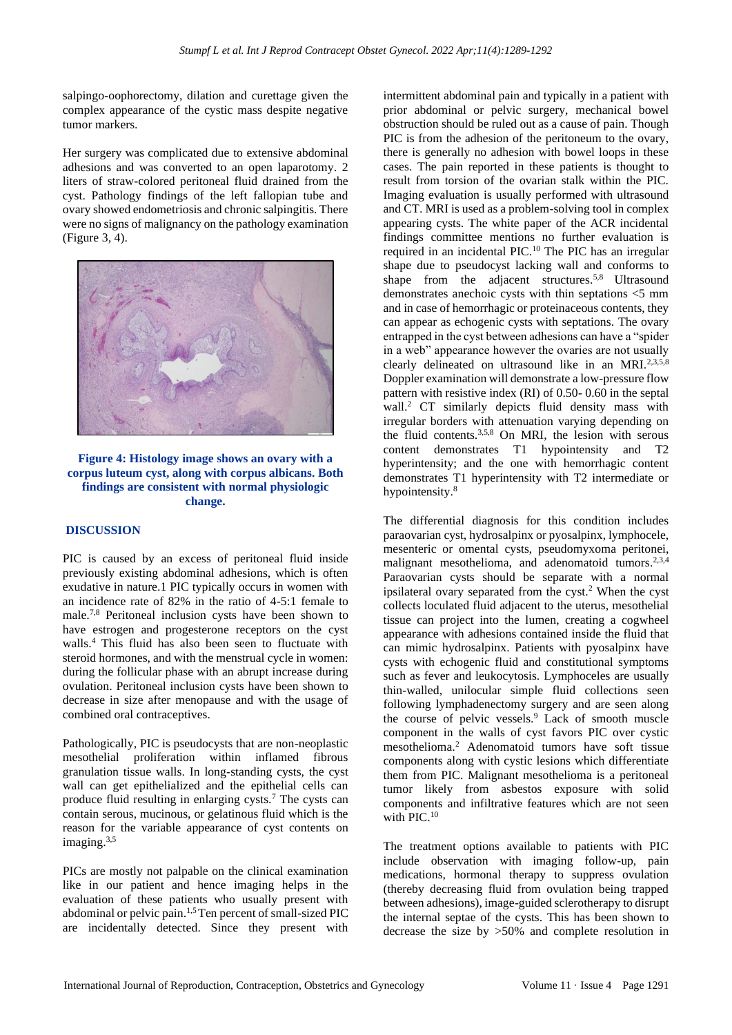salpingo-oophorectomy, dilation and curettage given the complex appearance of the cystic mass despite negative tumor markers.

Her surgery was complicated due to extensive abdominal adhesions and was converted to an open laparotomy. 2 liters of straw-colored peritoneal fluid drained from the cyst. Pathology findings of the left fallopian tube and ovary showed endometriosis and chronic salpingitis. There were no signs of malignancy on the pathology examination (Figure 3, 4).

**Figure 4: Histology image shows an ovary with a corpus luteum cyst, along with corpus albicans. Both findings are consistent with normal physiologic change.**

## DISCUSSION

PIC is caused by an excess of peritoneal fluid inside previously existing abdominal adhesions, which is often exudative in nature.1 PIC typically occurs in women with an incidence rate of 82% in the ratio of 4-5:1 female to male.[7,8] Peritoneal inclusion cysts have been shown to have estrogen and progesterone receptors on the cyst walls.[4] This fluid has also been seen to fluctuate with steroid hormones, and with the menstrual cycle in women: during the follicular phase with an abrupt increase during ovulation. Peritoneal inclusion cysts have been shown to decrease in size after menopause and with the usage of combined oral contraceptives.

Pathologically, PIC is pseudocysts that are non-neoplastic mesothelial proliferation within inflamed fibrous granulation tissue walls. In long-standing cysts, the cyst wall can get epithelialized and the epithelial cells can produce fluid resulting in enlarging cysts.[7] The cysts can contain serous, mucinous, or gelatinous fluid which is the reason for the variable appearance of cyst contents on imaging.[3,5]

PICs are mostly not palpable on the clinical examination like in our patient and hence imaging helps in the evaluation of these patients who usually present with abdominal or pelvic pain.[1,5] Ten percent of small-sized PIC are incidentally detected. Since they present with intermittent abdominal pain and typically in a patient with prior abdominal or pelvic surgery, mechanical bowel obstruction should be ruled out as a cause of pain. Though PIC is from the adhesion of the peritoneum to the ovary, there is generally no adhesion with bowel loops in these cases. The pain reported in these patients is thought to result from torsion of the ovarian stalk within the PIC. Imaging evaluation is usually performed with ultrasound and CT. MRI is used as a problem-solving tool in complex appearing cysts. The white paper of the ACR incidental findings committee mentions no further evaluation is required in an incidental PIC.[10] The PIC has an irregular shape due to pseudocyst lacking wall and conforms to shape from the adjacent structures.[5,8] Ultrasound demonstrates anechoic cysts with thin septations <5 mm and in case of hemorrhagic or proteinaceous contents, they can appear as echogenic cysts with septations. The ovary entrapped in the cyst between adhesions can have a "spider in a web" appearance however the ovaries are not usually clearly delineated on ultrasound like in an MRI.[2,3,5,8] Doppler examination will demonstrate a low-pressure flow pattern with resistive index (RI) of 0.50- 0.60 in the septal wall.[2] CT similarly depicts fluid density mass with irregular borders with attenuation varying depending on the fluid contents.[3,5,8] On MRI, the lesion with serous content demonstrates T1 hypointensity and T2 hyperintensity; and the one with hemorrhagic content demonstrates T1 hyperintensity with T2 intermediate or hypointensity.[8]

The differential diagnosis for this condition includes paraovarian cyst, hydrosalpinx or pyosalpinx, lymphocele, mesenteric or omental cysts, pseudomyxoma peritonei, malignant mesothelioma, and adenomatoid tumors.[2,3,4] Paraovarian cysts should be separate with a normal ipsilateral ovary separated from the cyst.[2] When the cyst collects loculated fluid adjacent to the uterus, mesothelial tissue can project into the lumen, creating a cogwheel appearance with adhesions contained inside the fluid that can mimic hydrosalpinx. Patients with pyosalpinx have cysts with echogenic fluid and constitutional symptoms such as fever and leukocytosis. Lymphoceles are usually thin-walled, unilocular simple fluid collections seen following lymphadenectomy surgery and are seen along the course of pelvic vessels.[9] Lack of smooth muscle component in the walls of cyst favors PIC over cystic mesothelioma.[2] Adenomatoid tumors have soft tissue components along with cystic lesions which differentiate them from PIC. Malignant mesothelioma is a peritoneal tumor likely from asbestos exposure with solid components and infiltrative features which are not seen with PIC.[10]

The treatment options available to patients with PIC include observation with imaging follow-up, pain medications, hormonal therapy to suppress ovulation (thereby decreasing fluid from ovulation being trapped between adhesions), image-guided sclerotherapy to disrupt the internal septae of the cysts. This has been shown to decrease the size by >50% and complete resolution in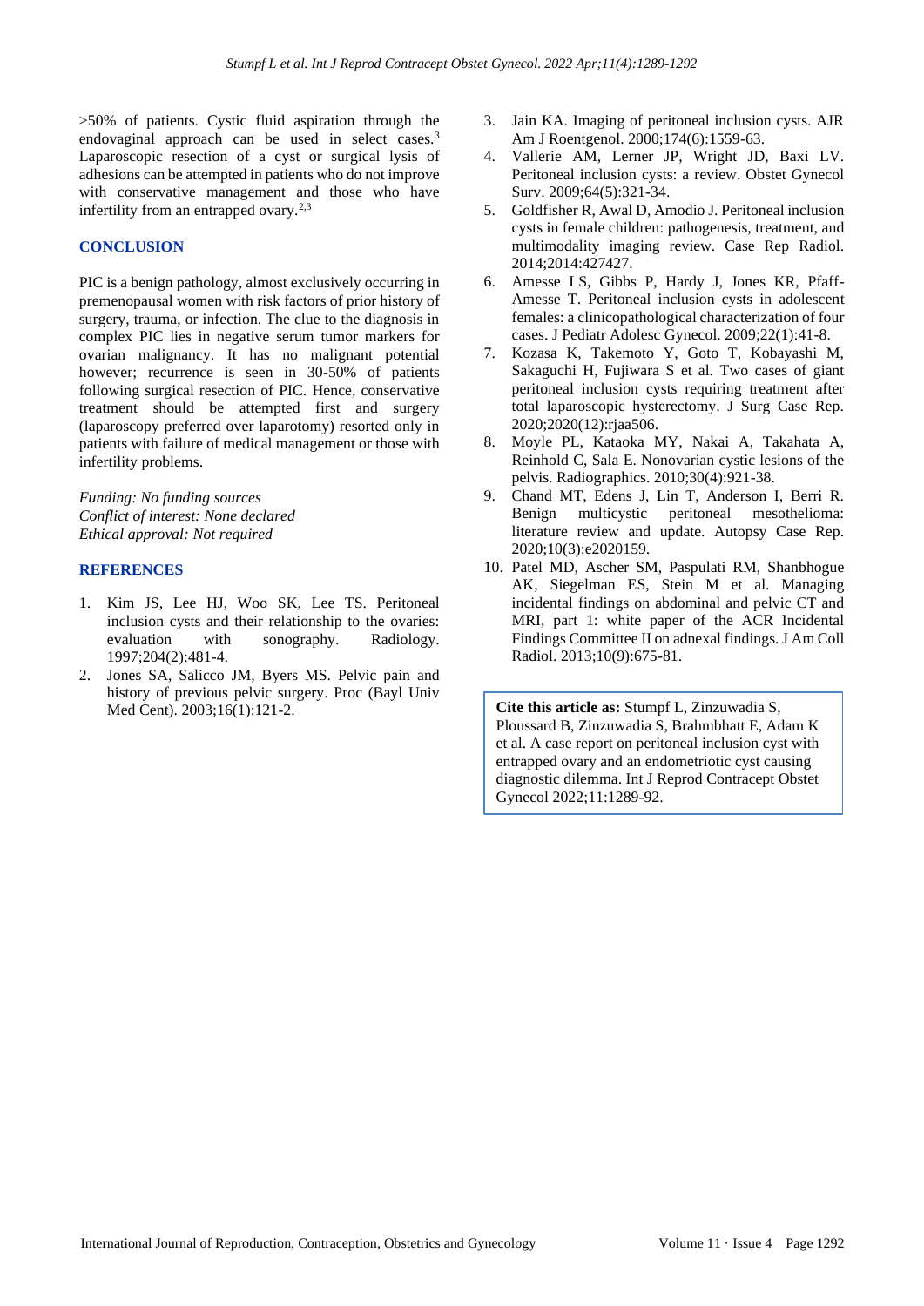>50% of patients. Cystic fluid aspiration through the endovaginal approach can be used in select cases.[3] Laparoscopic resection of a cyst or surgical lysis of adhesions can be attempted in patients who do not improve with conservative management and those who have infertility from an entrapped ovary.[2,3]

## CONCLUSION

PIC is a benign pathology, almost exclusively occurring in premenopausal women with risk factors of prior history of surgery, trauma, or infection. The clue to the diagnosis in complex PIC lies in negative serum tumor markers for ovarian malignancy. It has no malignant potential however; recurrence is seen in 30-50% of patients following surgical resection of PIC. Hence, conservative treatment should be attempted first and surgery (laparoscopy preferred over laparotomy) resorted only in patients with failure of medical management or those with infertility problems.

*Funding: No funding sources*
*Conflict of interest: None declared*
*Ethical approval: Not required*

## REFERENCES

1. Kim JS, Lee HJ, Woo SK, Lee TS. Peritoneal inclusion cysts and their relationship to the ovaries: evaluation with sonography. Radiology. 1997;204(2):481-4.
2. Jones SA, Salicco JM, Byers MS. Pelvic pain and history of previous pelvic surgery. Proc (Bayl Univ Med Cent). 2003;16(1):121-2.
3. Jain KA. Imaging of peritoneal inclusion cysts. AJR Am J Roentgenol. 2000;174(6):1559-63.
4. Vallerie AM, Lerner JP, Wright JD, Baxi LV. Peritoneal inclusion cysts: a review. Obstet Gynecol Surv. 2009;64(5):321-34.
5. Goldfisher R, Awal D, Amodio J. Peritoneal inclusion cysts in female children: pathogenesis, treatment, and multimodality imaging review. Case Rep Radiol. 2014;2014:427427.
6. Amesse LS, Gibbs P, Hardy J, Jones KR, Pfaff-Amesse T. Peritoneal inclusion cysts in adolescent females: a clinicopathological characterization of four cases. J Pediatr Adolesc Gynecol. 2009;22(1):41-8.
7. Kozasa K, Takemoto Y, Goto T, Kobayashi M, Sakaguchi H, Fujiwara S et al. Two cases of giant peritoneal inclusion cysts requiring treatment after total laparoscopic hysterectomy. J Surg Case Rep. 2020;2020(12):rjaa506.
8. Moyle PL, Kataoka MY, Nakai A, Takahata A, Reinhold C, Sala E. Nonovarian cystic lesions of the pelvis. Radiographics. 2010;30(4):921-38.
9. Chand MT, Edens J, Lin T, Anderson I, Berri R. Benign multicystic peritoneal mesothelioma: literature review and update. Autopsy Case Rep. 2020;10(3):e2020159.
10. Patel MD, Ascher SM, Paspulati RM, Shanbhogue AK, Siegelman ES, Stein M et al. Managing incidental findings on abdominal and pelvic CT and MRI, part 1: white paper of the ACR Incidental Findings Committee II on adnexal findings. J Am Coll Radiol. 2013;10(9):675-81.

**Cite this article as:** Stumpf L, Zinzuwadia S, Ploussard B, Zinzuwadia S, Brahmbhatt E, Adam K et al. A case report on peritoneal inclusion cyst with entrapped ovary and an endometriotic cyst causing diagnostic dilemma. Int J Reprod Contracept Obstet Gynecol 2022;11:1289-92.